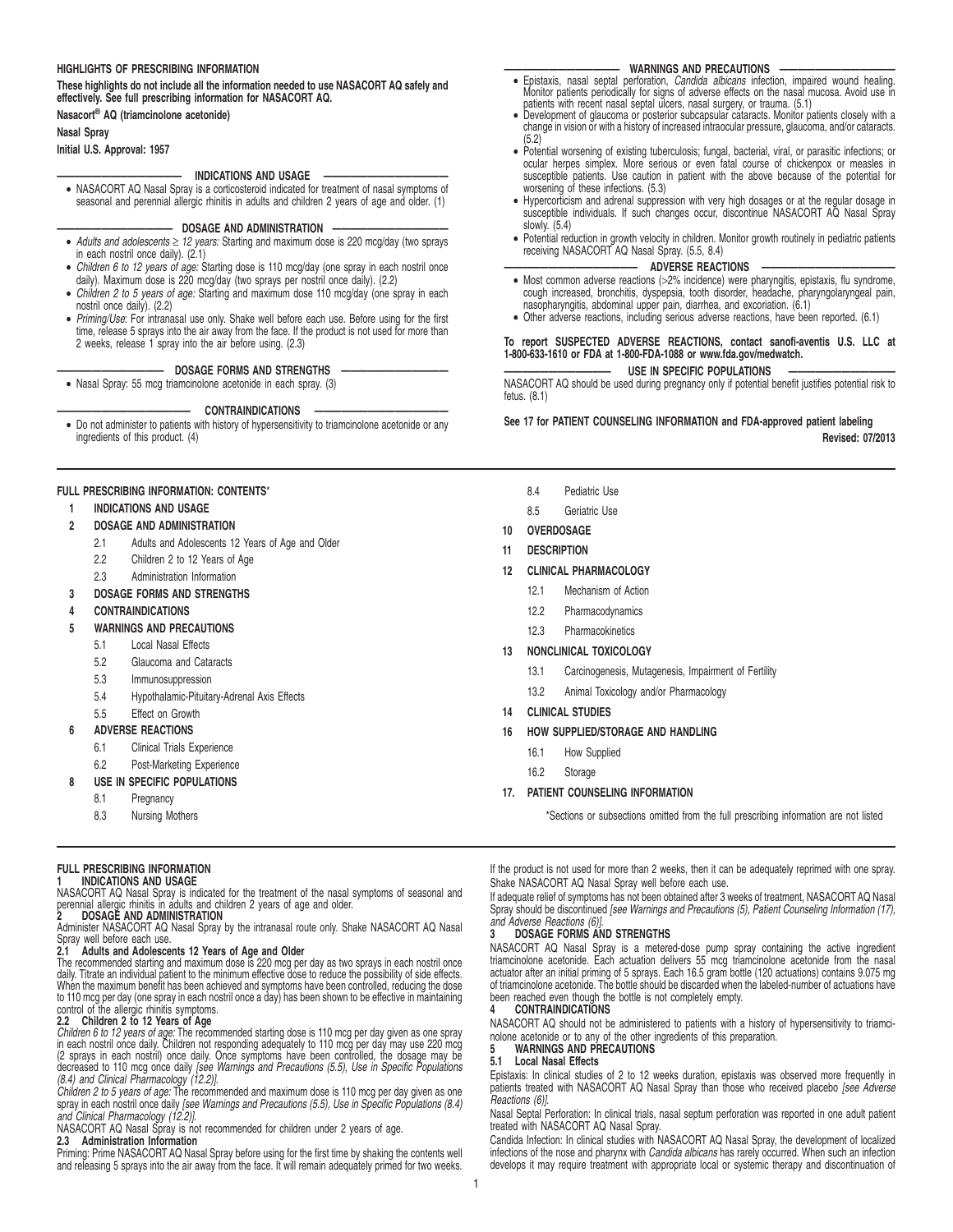# HIGHLIGHTS OF PRESCRIBING INFORMATION

**These highlights do not include all the information needed to use NASACORT AQ safely and effectively. See full prescribing information for NASACORT AQ.**

**Nasacort® AQ (triamcinolone acetonide)**

**Nasal Spray**

**Initial U.S. Approval: 1957**

## INDICATIONS AND USAGE

- NASACORT AQ Nasal Spray is a corticosteroid indicated for treatment of nasal symptoms of seasonal and perennial allergic rhinitis in adults and children 2 years of age and older. (1)

## DOSAGE AND ADMINISTRATION

- *Adults and adolescents ≥ 12 years:* Starting and maximum dose is 220 mcg/day (two sprays in each nostril once daily). (2.1)
- *Children 6 to 12 years of age:* Starting dose is 110 mcg/day (one spray in each nostril once daily). Maximum dose is 220 mcg/day (two sprays per nostril once daily). (2.2)
- *Children 2 to 5 years of age:* Starting and maximum dose 110 mcg/day (one spray in each nostril once daily). (2.2)
- *Priming/Use*: For intranasal use only. Shake well before each use. Before using for the first time, release 5 sprays into the air away from the face. If the product is not used for more than 2 weeks, release 1 spray into the air before using. (2.3)

## DOSAGE FORMS AND STRENGTHS

- Nasal Spray: 55 mcg triamcinolone acetonide in each spray. (3)

## CONTRAINDICATIONS

- Do not administer to patients with history of hypersensitivity to triamcinolone acetonide or any ingredients of this product. (4)

## WARNINGS AND PRECAUTIONS

- Epistaxis, nasal septal perforation, *Candida albicans* infection, impaired wound healing. Monitor patients periodically for signs of adverse effects on the nasal mucosa. Avoid use in patients with recent nasal septal ulcers, nasal surgery, or trauma. (5.1)
- Development of glaucoma or posterior subcapsular cataracts. Monitor patients closely with a change in vision or with a history of increased intraocular pressure, glaucoma, and/or cataracts. (5.2)
- Potential worsening of existing tuberculosis; fungal, bacterial, viral, or parasitic infections; or ocular herpes simplex. More serious or even fatal course of chickenpox or measles in susceptible patients. Use caution in patient with the above because of the potential for worsening of these infections. (5.3)
- Hypercorticism and adrenal suppression with very high dosages or at the regular dosage in susceptible individuals. If such changes occur, discontinue NASACORT AQ Nasal Spray slowly. (5.4)
- Potential reduction in growth velocity in children. Monitor growth routinely in pediatric patients receiving NASACORT AQ Nasal Spray. (5.5, 8.4)

## ADVERSE REACTIONS

- Most common adverse reactions (>2% incidence) were pharyngitis, epistaxis, flu syndrome, cough increased, bronchitis, dyspepsia, tooth disorder, headache, pharyngolaryngeal pain, nasopharyngitis, abdominal upper pain, diarrhea, and excoriation. (6.1)
- Other adverse reactions, including serious adverse reactions, have been reported. (6.1)

**To report SUSPECTED ADVERSE REACTIONS, contact sanofi-aventis U.S. LLC at 1-800-633-1610 or FDA at 1-800-FDA-1088 or www.fda.gov/medwatch.**

## USE IN SPECIFIC POPULATIONS

NASACORT AQ should be used during pregnancy only if potential benefit justifies potential risk to fetus. (8.1)

**See 17 for PATIENT COUNSELING INFORMATION and FDA-approved patient labeling**

**Revised: 07/2013**

# FULL PRESCRIBING INFORMATION: CONTENTS*

**1 INDICATIONS AND USAGE**

**2 DOSAGE AND ADMINISTRATION**
- 2.1 Adults and Adolescents 12 Years of Age and Older
- 2.2 Children 2 to 12 Years of Age
- 2.3 Administration Information

**3 DOSAGE FORMS AND STRENGTHS**

**4 CONTRAINDICATIONS**

**5 WARNINGS AND PRECAUTIONS**
- 5.1 Local Nasal Effects
- 5.2 Glaucoma and Cataracts
- 5.3 Immunosuppression
- 5.4 Hypothalamic-Pituitary-Adrenal Axis Effects
- 5.5 Effect on Growth

**6 ADVERSE REACTIONS**
- 6.1 Clinical Trials Experience
- 6.2 Post-Marketing Experience

**8 USE IN SPECIFIC POPULATIONS**
- 8.1 Pregnancy
- 8.3 Nursing Mothers
- 8.4 Pediatric Use
- 8.5 Geriatric Use

**10 OVERDOSAGE**

**11 DESCRIPTION**

**12 CLINICAL PHARMACOLOGY**
- 12.1 Mechanism of Action
- 12.2 Pharmacodynamics
- 12.3 Pharmacokinetics

**13 NONCLINICAL TOXICOLOGY**
- 13.1 Carcinogenesis, Mutagenesis, Impairment of Fertility
- 13.2 Animal Toxicology and/or Pharmacology

**14 CLINICAL STUDIES**

**16 HOW SUPPLIED/STORAGE AND HANDLING**
- 16.1 How Supplied
- 16.2 Storage

**17. PATIENT COUNSELING INFORMATION**

*Sections or subsections omitted from the full prescribing information are not listed

# FULL PRESCRIBING INFORMATION

## 1 INDICATIONS AND USAGE

NASACORT AQ Nasal Spray is indicated for the treatment of the nasal symptoms of seasonal and perennial allergic rhinitis in adults and children 2 years of age and older.

## 2 DOSAGE AND ADMINISTRATION

Administer NASACORT AQ Nasal Spray by the intranasal route only. Shake NASACORT AQ Nasal Spray well before each use.

### 2.1 Adults and Adolescents 12 Years of Age and Older

The recommended starting and maximum dose is 220 mcg per day as two sprays in each nostril once daily. Titrate an individual patient to the minimum effective dose to reduce the possibility of side effects. When the maximum benefit has been achieved and symptoms have been controlled, reducing the dose to 110 mcg per day (one spray in each nostril once a day) has been shown to be effective in maintaining control of the allergic rhinitis symptoms.

### 2.2 Children 2 to 12 Years of Age

*Children 6 to 12 years of age:* The recommended starting dose is 110 mcg per day given as one spray in each nostril once daily. Children not responding adequately to 110 mcg per day may use 220 mcg (2 sprays in each nostril) once daily. Once symptoms have been controlled, the dosage may be decreased to 110 mcg once daily *[see Warnings and Precautions (5.5), Use in Specific Populations (8.4) and Clinical Pharmacology (12.2)].*

*Children 2 to 5 years of age:* The recommended and maximum dose is 110 mcg per day given as one spray in each nostril once daily *[see Warnings and Precautions (5.5), Use in Specific Populations (8.4) and Clinical Pharmacology (12.2)].*

NASACORT AQ Nasal Spray is not recommended for children under 2 years of age.

### 2.3 Administration Information

Priming: Prime NASACORT AQ Nasal Spray before using for the first time by shaking the contents well and releasing 5 sprays into the air away from the face. It will remain adequately primed for two weeks. If the product is not used for more than 2 weeks, then it can be adequately reprimed with one spray. Shake NASACORT AQ Nasal Spray well before each use.

If adequate relief of symptoms has not been obtained after 3 weeks of treatment, NASACORT AQ Nasal Spray should be discontinued *[see Warnings and Precautions (5), Patient Counseling Information (17), and Adverse Reactions (6)].*

## 3 DOSAGE FORMS AND STRENGTHS

NASACORT AQ Nasal Spray is a metered-dose pump spray containing the active ingredient triamcinolone acetonide. Each actuation delivers 55 mcg triamcinolone acetonide from the nasal actuator after an initial priming of 5 sprays. Each 16.5 gram bottle (120 actuations) contains 9.075 mg of triamcinolone acetonide. The bottle should be discarded when the labeled-number of actuations have been reached even though the bottle is not completely empty.

## 4 CONTRAINDICATIONS

NASACORT AQ should not be administered to patients with a history of hypersensitivity to triamcinolone acetonide or to any of the other ingredients of this preparation.

## 5 WARNINGS AND PRECAUTIONS

### 5.1 Local Nasal Effects

Epistaxis: In clinical studies of 2 to 12 weeks duration, epistaxis was observed more frequently in patients treated with NASACORT AQ Nasal Spray than those who received placebo *[see Adverse Reactions (6)].*

Nasal Septal Perforation: In clinical trials, nasal septum perforation was reported in one adult patient treated with NASACORT AQ Nasal Spray.

Candida Infection: In clinical studies with NASACORT AQ Nasal Spray, the development of localized infections of the nose and pharynx with *Candida albicans* has rarely occurred. When such an infection develops it may require treatment with appropriate local or systemic therapy and discontinuation of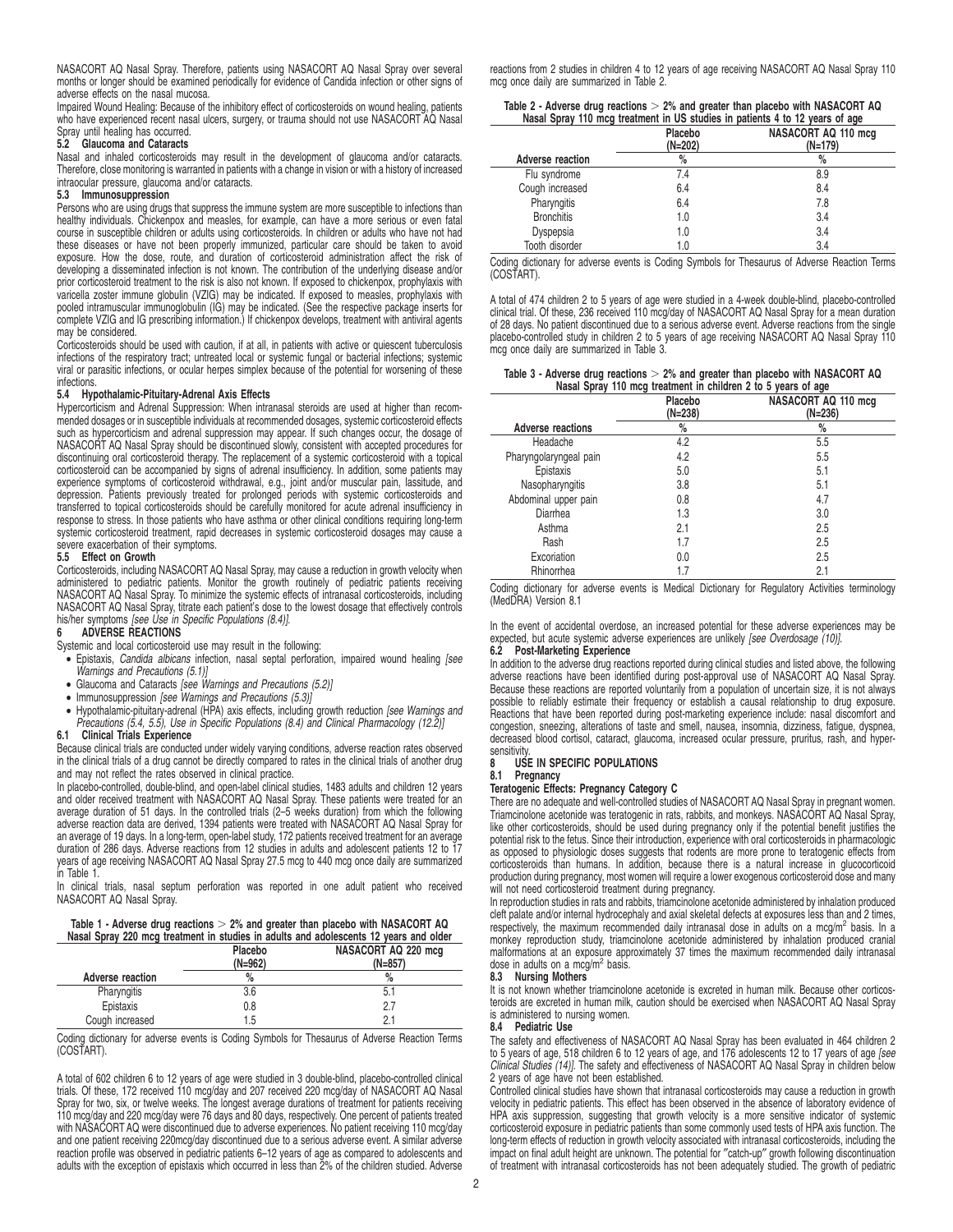NASACORT AQ Nasal Spray. Therefore, patients using NASACORT AQ Nasal Spray over several months or longer should be examined periodically for evidence of Candida infection or other signs of adverse effects on the nasal mucosa.

Impaired Wound Healing: Because of the inhibitory effect of corticosteroids on wound healing, patients who have experienced recent nasal ulcers, surgery, or trauma should not use NASACORT AQ Nasal Spray until healing has occurred.

### 5.2 Glaucoma and Cataracts

Nasal and inhaled corticosteroids may result in the development of glaucoma and/or cataracts. Therefore, close monitoring is warranted in patients with a change in vision or with a history of increased intraocular pressure, glaucoma and/or cataracts.

### 5.3 Immunosuppression

Persons who are using drugs that suppress the immune system are more susceptible to infections than healthy individuals. Chickenpox and measles, for example, can have a more serious or even fatal course in susceptible children or adults using corticosteroids. In children or adults who have not had these diseases or have not been properly immunized, particular care should be taken to avoid exposure. How the dose, route, and duration of corticosteroid administration affect the risk of developing a disseminated infection is not known. The contribution of the underlying disease and/or prior corticosteroid treatment to the risk is also not known. If exposed to chickenpox, prophylaxis with varicella zoster immune globulin (VZIG) may be indicated. If exposed to measles, prophylaxis with pooled intramuscular immunoglobulin (IG) may be indicated. (See the respective package inserts for complete VZIG and IG prescribing information.) If chickenpox develops, treatment with antiviral agents may be considered.

Corticosteroids should be used with caution, if at all, in patients with active or quiescent tuberculosis infections of the respiratory tract; untreated local or systemic fungal or bacterial infections; systemic viral or parasitic infections, or ocular herpes simplex because of the potential for worsening of these infections.

### 5.4 Hypothalamic-Pituitary-Adrenal Axis Effects

Hypercorticism and Adrenal Suppression: When intranasal steroids are used at higher than recommended dosages or in susceptible individuals at recommended dosages, systemic corticosteroid effects such as hypercorticism and adrenal suppression may appear. If such changes occur, the dosage of NASACORT AQ Nasal Spray should be discontinued slowly, consistent with accepted procedures for discontinuing oral corticosteroid therapy. The replacement of a systemic corticosteroid with a topical corticosteroid can be accompanied by signs of adrenal insufficiency. In addition, some patients may experience symptoms of corticosteroid withdrawal, e.g., joint and/or muscular pain, lassitude, and depression. Patients previously treated for prolonged periods with systemic corticosteroids and transferred to topical corticosteroids should be carefully monitored for acute adrenal insufficiency in response to stress. In those patients who have asthma or other clinical conditions requiring long-term systemic corticosteroid treatment, rapid decreases in systemic corticosteroid dosages may cause a severe exacerbation of their symptoms.

### 5.5 Effect on Growth

Corticosteroids, including NASACORT AQ Nasal Spray, may cause a reduction in growth velocity when administered to pediatric patients. Monitor the growth routinely of pediatric patients receiving NASACORT AQ Nasal Spray. To minimize the systemic effects of intranasal corticosteroids, including NASACORT AQ Nasal Spray, titrate each patient's dose to the lowest dosage that effectively controls his/her symptoms *[see Use in Specific Populations (8.4)]*.

## 6 ADVERSE REACTIONS

Systemic and local corticosteroid use may result in the following:

- Epistaxis, *Candida albicans* infection, nasal septal perforation, impaired wound healing *[see Warnings and Precautions (5.1)]*
- Glaucoma and Cataracts *[see Warnings and Precautions (5.2)]*
- Immunosuppression *[see Warnings and Precautions (5.3)]*
- Hypothalamic-pituitary-adrenal (HPA) axis effects, including growth reduction *[see Warnings and Precautions (5.4, 5.5), Use in Specific Populations (8.4) and Clinical Pharmacology (12.2)]*

### 6.1 Clinical Trials Experience

Because clinical trials are conducted under widely varying conditions, adverse reaction rates observed in the clinical trials of a drug cannot be directly compared to rates in the clinical trials of another drug and may not reflect the rates observed in clinical practice.

In placebo-controlled, double-blind, and open-label clinical studies, 1483 adults and children 12 years and older received treatment with NASACORT AQ Nasal Spray. These patients were treated for an average duration of 51 days. In the controlled trials (2–5 weeks duration) from which the following adverse reaction data are derived, 1394 patients were treated with NASACORT AQ Nasal Spray for an average of 19 days. In a long-term, open-label study, 172 patients received treatment for an average duration of 286 days. Adverse reactions from 12 studies in adults and adolescent patients 12 to 17 years of age receiving NASACORT AQ Nasal Spray 27.5 mcg to 440 mcg once daily are summarized in Table 1.

In clinical trials, nasal septum perforation was reported in one adult patient who received NASACORT AQ Nasal Spray.

**Table 1 - Adverse drug reactions > 2% and greater than placebo with NASACORT AQ Nasal Spray 220 mcg treatment in studies in adults and adolescents 12 years and older**

| | Placebo (N=962) | NASACORT AQ 220 mcg (N=857) |
|---|---|---|
| Adverse reaction | % | % |
| Pharyngitis | 3.6 | 5.1 |
| Epistaxis | 0.8 | 2.7 |
| Cough increased | 1.5 | 2.1 |

Coding dictionary for adverse events is Coding Symbols for Thesaurus of Adverse Reaction Terms (COSTART).

A total of 602 children 6 to 12 years of age were studied in 3 double-blind, placebo-controlled clinical trials. Of these, 172 received 110 mcg/day and 207 received 220 mcg/day of NASACORT AQ Nasal Spray for two, six, or twelve weeks. The longest average durations of treatment for patients receiving 110 mcg/day and 220 mcg/day were 76 days and 80 days, respectively. One percent of patients treated with NASACORT AQ were discontinued due to adverse experiences. No patient receiving 110 mcg/day and one patient receiving 220mcg/day discontinued due to a serious adverse event. A similar adverse reaction profile was observed in pediatric patients 6–12 years of age as compared to adolescents and adults with the exception of epistaxis which occurred in less than 2% of the children studied. Adverse reactions from 2 studies in children 4 to 12 years of age receiving NASACORT AQ Nasal Spray 110 mcg once daily are summarized in Table 2.

**Table 2 - Adverse drug reactions > 2% and greater than placebo with NASACORT AQ Nasal Spray 110 mcg treatment in US studies in patients 4 to 12 years of age**

| | Placebo (N=202) | NASACORT AQ 110 mcg (N=179) |
|---|---|---|
| Adverse reaction | % | % |
| Flu syndrome | 7.4 | 8.9 |
| Cough increased | 6.4 | 8.4 |
| Pharyngitis | 6.4 | 7.8 |
| Bronchitis | 1.0 | 3.4 |
| Dyspepsia | 1.0 | 3.4 |
| Tooth disorder | 1.0 | 3.4 |

Coding dictionary for adverse events is Coding Symbols for Thesaurus of Adverse Reaction Terms (COSTART).

A total of 474 children 2 to 5 years of age were studied in a 4-week double-blind, placebo-controlled clinical trial. Of these, 236 received 110 mcg/day of NASACORT AQ Nasal Spray for a mean duration of 28 days. No patient discontinued due to a serious adverse event. Adverse reactions from the single placebo-controlled study in children 2 to 5 years of age receiving NASACORT AQ Nasal Spray 110 mcg once daily are summarized in Table 3.

**Table 3 - Adverse drug reactions > 2% and greater than placebo with NASACORT AQ Nasal Spray 110 mcg treatment in children 2 to 5 years of age**

| | Placebo (N=238) | NASACORT AQ 110 mcg (N=236) |
|---|---|---|
| Adverse reactions | % | % |
| Headache | 4.2 | 5.5 |
| Pharyngolaryngeal pain | 4.2 | 5.5 |
| Epistaxis | 5.0 | 5.1 |
| Nasopharyngitis | 3.8 | 5.1 |
| Abdominal upper pain | 0.8 | 4.7 |
| Diarrhea | 1.3 | 3.0 |
| Asthma | 2.1 | 2.5 |
| Rash | 1.7 | 2.5 |
| Excoriation | 0.0 | 2.5 |
| Rhinorrhea | 1.7 | 2.1 |

Coding dictionary for adverse events is Medical Dictionary for Regulatory Activities terminology (MedDRA) Version 8.1

In the event of accidental overdose, an increased potential for these adverse experiences may be expected, but acute systemic adverse experiences are unlikely *[see Overdosage (10)]*.

### 6.2 Post-Marketing Experience

In addition to the adverse drug reactions reported during clinical studies and listed above, the following adverse reactions have been identified during post-approval use of NASACORT AQ Nasal Spray. Because these reactions are reported voluntarily from a population of uncertain size, it is not always possible to reliably estimate their frequency or establish a causal relationship to drug exposure. Reactions that have been reported during post-marketing experience include: nasal discomfort and congestion, sneezing, alterations of taste and smell, nausea, insomnia, dizziness, fatigue, dyspnea, decreased blood cortisol, cataract, glaucoma, increased ocular pressure, pruritus, rash, and hypersensitivity.

## 8 USE IN SPECIFIC POPULATIONS

### 8.1 Pregnancy

**Teratogenic Effects: Pregnancy Category C**

There are no adequate and well-controlled studies of NASACORT AQ Nasal Spray in pregnant women. Triamcinolone acetonide was teratogenic in rats, rabbits, and monkeys. NASACORT AQ Nasal Spray, like other corticosteroids, should be used during pregnancy only if the potential benefit justifies the potential risk to the fetus. Since their introduction, experience with oral corticosteroids in pharmacologic as opposed to physiologic doses suggests that rodents are more prone to teratogenic effects from corticosteroids than humans. In addition, because there is a natural increase in glucocorticoid production during pregnancy, most women will require a lower exogenous corticosteroid dose and many will not need corticosteroid treatment during pregnancy.

In reproduction studies in rats and rabbits, triamcinolone acetonide administered by inhalation produced cleft palate and/or internal hydrocephaly and axial skeletal defects at exposures less than and 2 times, respectively, the maximum recommended daily intranasal dose in adults on a mcg/m$^2$ basis. In a monkey reproduction study, triamcinolone acetonide administered by inhalation produced cranial malformations at an exposure approximately 37 times the maximum recommended daily intranasal dose in adults on a mcg/m$^2$ basis.

### 8.3 Nursing Mothers

It is not known whether triamcinolone acetonide is excreted in human milk. Because other corticosteroids are excreted in human milk, caution should be exercised when NASACORT AQ Nasal Spray is administered to nursing women.

### 8.4 Pediatric Use

The safety and effectiveness of NASACORT AQ Nasal Spray has been evaluated in 464 children 2 to 5 years of age, 518 children 6 to 12 years of age, and 176 adolescents 12 to 17 years of age *[see Clinical Studies (14)]*. The safety and effectiveness of NASACORT AQ Nasal Spray in children below 2 years of age have not been established.

Controlled clinical studies have shown that intranasal corticosteroids may cause a reduction in growth velocity in pediatric patients. This effect has been observed in the absence of laboratory evidence of HPA axis suppression, suggesting that growth velocity is a more sensitive indicator of systemic corticosteroid exposure in pediatric patients than some commonly used tests of HPA axis function. The long-term effects of reduction in growth velocity associated with intranasal corticosteroids, including the impact on final adult height are unknown. The potential for "catch-up" growth following discontinuation of treatment with intranasal corticosteroids has not been adequately studied. The growth of pediatric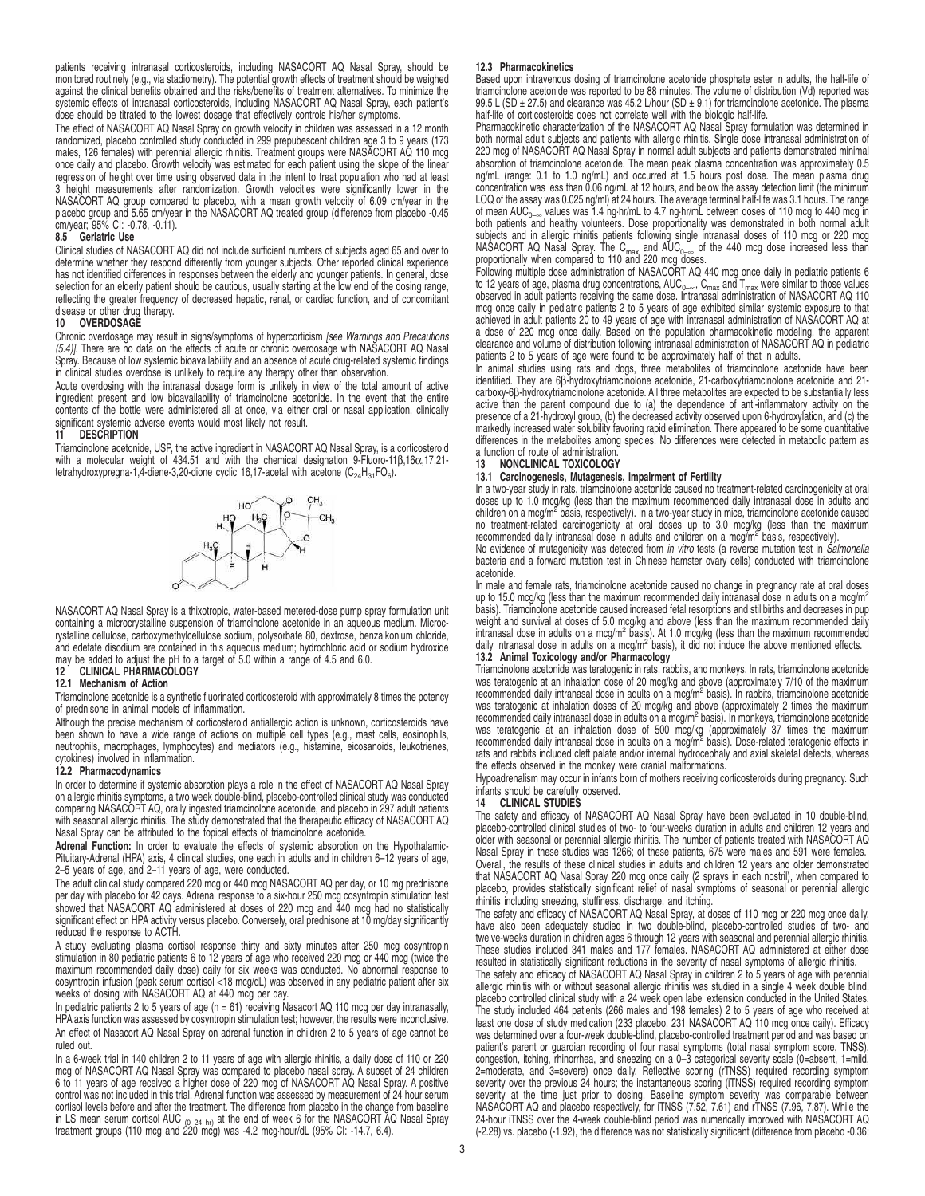patients receiving intranasal corticosteroids, including NASACORT AQ Nasal Spray, should be monitored routinely (e.g., via stadiometry). The potential growth effects of treatment should be weighed against the clinical benefits obtained and the risks/benefits of treatment alternatives. To minimize the systemic effects of intranasal corticosteroids, including NASACORT AQ Nasal Spray, each patient's dose should be titrated to the lowest dosage that effectively controls his/her symptoms.

The effect of NASACORT AQ Nasal Spray on growth velocity in children was assessed in a 12 month randomized, placebo controlled study conducted in 299 prepubescent children age 3 to 9 years (173 males, 126 females) with perennial allergic rhinitis. Treatment groups were NASACORT AQ 110 mcg once daily and placebo. Growth velocity was estimated for each patient using the slope of the linear regression of height over time using observed data in the intent to treat population who had at least 3 height measurements after randomization. Growth velocities were significantly lower in the NASACORT AQ group compared to placebo, with a mean growth velocity of 6.09 cm/year in the placebo group and 5.65 cm/year in the NASACORT AQ treated group (difference from placebo -0.45 cm/year; 95% CI: -0.78, -0.11).

### 8.5 Geriatric Use

Clinical studies of NASACORT AQ did not include sufficient numbers of subjects aged 65 and over to determine whether they respond differently from younger subjects. Other reported clinical experience has not identified differences in responses between the elderly and younger patients. In general, dose selection for an elderly patient should be cautious, usually starting at the low end of the dosing range, reflecting the greater frequency of decreased hepatic, renal, or cardiac function, and of concomitant disease or other drug therapy.

## 10 OVERDOSAGE

Chronic overdosage may result in signs/symptoms of hypercorticism *[see Warnings and Precautions (5.4)]*. There are no data on the effects of acute or chronic overdosage with NASACORT AQ Nasal Spray. Because of low systemic bioavailability and an absence of acute drug-related systemic findings in clinical studies overdose is unlikely to require any therapy other than observation.

Acute overdosing with the intranasal dosage form is unlikely in view of the total amount of active ingredient present and low bioavailability of triamcinolone acetonide. In the event that the entire contents of the bottle were administered all at once, via either oral or nasal application, clinically significant systemic adverse events would most likely not result.

## 11 DESCRIPTION

Triamcinolone acetonide, USP, the active ingredient in NASACORT AQ Nasal Spray, is a corticosteroid with a molecular weight of 434.51 and with the chemical designation 9-Fluoro-11β,16α,17,21-tetrahydroxypregna-1,4-diene-3,20-dione cyclic 16,17-acetal with acetone ($C_{24}H_{31}FO_6$).

NASACORT AQ Nasal Spray is a thixotropic, water-based metered-dose pump spray formulation unit containing a microcrystalline suspension of triamcinolone acetonide in an aqueous medium. Microcrystalline cellulose, carboxymethylcellulose sodium, polysorbate 80, dextrose, benzalkonium chloride, and edetate disodium are contained in this aqueous medium; hydrochloric acid or sodium hydroxide may be added to adjust the pH to a target of 5.0 within a range of 4.5 and 6.0.

## 12 CLINICAL PHARMACOLOGY

### 12.1 Mechanism of Action

Triamcinolone acetonide is a synthetic fluorinated corticosteroid with approximately 8 times the potency of prednisone in animal models of inflammation.

Although the precise mechanism of corticosteroid antiallergic action is unknown, corticosteroids have been shown to have a wide range of actions on multiple cell types (e.g., mast cells, eosinophils, neutrophils, macrophages, lymphocytes) and mediators (e.g., histamine, eicosanoids, leukotrienes, cytokines) involved in inflammation.

### 12.2 Pharmacodynamics

In order to determine if systemic absorption plays a role in the effect of NASACORT AQ Nasal Spray on allergic rhinitis symptoms, a two week double-blind, placebo-controlled clinical study was conducted comparing NASACORT AQ, orally ingested triamcinolone acetonide, and placebo in 297 adult patients with seasonal allergic rhinitis. The study demonstrated that the therapeutic efficacy of NASACORT AQ Nasal Spray can be attributed to the topical effects of triamcinolone acetonide.

**Adrenal Function:** In order to evaluate the effects of systemic absorption on the Hypothalamic-Pituitary-Adrenal (HPA) axis, 4 clinical studies, one each in adults and in children 6–12 years of age, 2–5 years of age, and 2–11 years of age, were conducted.

The adult clinical study compared 220 mcg or 440 mcg NASACORT AQ per day, or 10 mg prednisone per day with placebo for 42 days. Adrenal response to a six-hour 250 mcg cosyntropin stimulation test showed that NASACORT AQ administered at doses of 220 mcg and 440 mcg had no statistically significant effect on HPA activity versus placebo. Conversely, oral prednisone at 10 mg/day significantly reduced the response to ACTH.

A study evaluating plasma cortisol response thirty and sixty minutes after 250 mcg cosyntropin stimulation in 80 pediatric patients 6 to 12 years of age who received 220 mcg or 440 mcg (twice the maximum recommended daily dose) daily for six weeks was conducted. No abnormal response to cosyntropin infusion (peak serum cortisol <18 mcg/dL) was observed in any pediatric patient after six weeks of dosing with NASACORT AQ at 440 mcg per day.

In pediatric patients 2 to 5 years of age (n = 61) receiving Nasacort AQ 110 mcg per day intranasally, HPA axis function was assessed by cosyntropin stimulation test; however, the results were inconclusive. An effect of Nasacort AQ Nasal Spray on adrenal function in children 2 to 5 years of age cannot be ruled out.

In a 6-week trial in 140 children 2 to 11 years of age with allergic rhinitis, a daily dose of 110 or 220 mcg of NASACORT AQ Nasal Spray was compared to placebo nasal spray. A subset of 24 children 6 to 11 years of age received a higher dose of 220 mcg of NASACORT AQ Nasal Spray. A positive control was not included in this trial. Adrenal function was assessed by measurement of 24 hour serum cortisol levels before and after the treatment. The difference from placebo in the change from baseline in LS mean serum cortisol $AUC_{(0-24\ hr)}$ at the end of week 6 for the NASACORT AQ Nasal Spray treatment groups (110 mcg and 220 mcg) was -4.2 mcg·hour/dL (95% CI: -14.7, 6.4).

### 12.3 Pharmacokinetics

Based upon intravenous dosing of triamcinolone acetonide phosphate ester in adults, the half-life of triamcinolone acetonide was reported to be 88 minutes. The volume of distribution (Vd) reported was 99.5 L (SD ± 27.5) and clearance was 45.2 L/hour (SD ± 9.1) for triamcinolone acetonide. The plasma half-life of corticosteroids does not correlate well with the biologic half-life.

Pharmacokinetic characterization of the NASACORT AQ Nasal Spray formulation was determined in both normal adult subjects and patients with allergic rhinitis. Single dose intranasal administration of 220 mcg of NASACORT AQ Nasal Spray in normal adult subjects and patients demonstrated minimal absorption of triamcinolone acetonide. The mean peak plasma concentration was approximately 0.5 ng/mL (range: 0.1 to 1.0 ng/mL) and occurred at 1.5 hours post dose. The mean plasma drug concentration was less than 0.06 ng/mL at 12 hours, and below the assay detection limit (the minimum LOQ of the assay was 0.025 ng/ml) at 24 hours. The average terminal half-life was 3.1 hours. The range of mean $AUC_{0-\infty}$ values was 1.4 ng·hr/mL to 4.7 ng·hr/mL between doses of 110 mcg to 440 mcg in both patients and healthy volunteers. Dose proportionality was demonstrated in both normal adult subjects and in allergic rhinitis patients following single intranasal doses of 110 mcg or 220 mcg NASACORT AQ Nasal Spray. The $C_{max}$ and $AUC_{0-\infty}$ of the 440 mcg dose increased less than proportionally when compared to 110 and 220 mcg doses.

Following multiple dose administration of NASACORT AQ 440 mcg once daily in pediatric patients 6 to 12 years of age, plasma drug concentrations, $AUC_{0-\infty}$, $C_{max}$ and $T_{max}$ were similar to those values observed in adult patients receiving the same dose. Intranasal administration of NASACORT AQ 110 mcg once daily in pediatric patients 2 to 5 years of age exhibited similar systemic exposure to that achieved in adult patients 20 to 49 years of age with intranasal administration of NASACORT AQ at a dose of 220 mcg once daily. Based on the population pharmacokinetic modeling, the apparent clearance and volume of distribution following intranasal administration of NASACORT AQ in pediatric patients 2 to 5 years of age were found to be approximately half of that in adults.

In animal studies using rats and dogs, three metabolites of triamcinolone acetonide have been identified. They are 6β-hydroxytriamcinolone acetonide, 21-carboxytriamcinolone acetonide and 21-carboxy-6β-hydroxytriamcinolone acetonide. All three metabolites are expected to be substantially less active than the parent compound due to (a) the dependence of anti-inflammatory activity on the presence of a 21-hydroxyl group, (b) the decreased activity observed upon 6-hydroxylation, and (c) the markedly increased water solubility favoring rapid elimination. There appeared to be some quantitative differences in the metabolites among species. No differences were detected in metabolic pattern as a function of route of administration.

## 13 NONCLINICAL TOXICOLOGY

### 13.1 Carcinogenesis, Mutagenesis, Impairment of Fertility

In a two-year study in rats, triamcinolone acetonide caused no treatment-related carcinogenicity at oral doses up to 1.0 mcg/kg (less than the maximum recommended daily intranasal dose in adults and children on a mcg/m$^2$ basis, respectively). In a two-year study in mice, triamcinolone acetonide caused no treatment-related carcinogenicity at oral doses up to 3.0 mcg/kg (less than the maximum recommended daily intranasal dose in adults and children on a mcg/m$^2$ basis, respectively).

No evidence of mutagenicity was detected from *in vitro* tests (a reverse mutation test in *Salmonella* bacteria and a forward mutation test in Chinese hamster ovary cells) conducted with triamcinolone acetonide.

In male and female rats, triamcinolone acetonide caused no change in pregnancy rate at oral doses up to 15.0 mcg/kg (less than the maximum recommended daily intranasal dose in adults on a mcg/m$^2$ basis). Triamcinolone acetonide caused increased fetal resorptions and stillbirths and decreases in pup weight and survival at doses of 5.0 mcg/kg and above (less than the maximum recommended daily intranasal dose in adults on a mcg/m$^2$ basis). At 1.0 mcg/kg (less than the maximum recommended daily intranasal dose in adults on a mcg/m$^2$ basis), it did not induce the above mentioned effects.

### 13.2 Animal Toxicology and/or Pharmacology

Triamcinolone acetonide was teratogenic in rats, rabbits, and monkeys. In rats, triamcinolone acetonide was teratogenic at an inhalation dose of 20 mcg/kg and above (approximately 7/10 of the maximum recommended daily intranasal dose in adults on a mcg/m$^2$ basis). In rabbits, triamcinolone acetonide was teratogenic at inhalation doses of 20 mcg/kg and above (approximately 2 times the maximum recommended daily intranasal dose in adults on a mcg/m$^2$ basis). In monkeys, triamcinolone acetonide was teratogenic at an inhalation dose of 500 mcg/kg (approximately 37 times the maximum recommended daily intranasal dose in adults on a mcg/m$^2$ basis). Dose-related teratogenic effects in rats and rabbits included cleft palate and/or internal hydrocephaly and axial skeletal defects, whereas the effects observed in the monkey were cranial malformations.

Hypoadrenalism may occur in infants born of mothers receiving corticosteroids during pregnancy. Such infants should be carefully observed.

## 14 CLINICAL STUDIES

The safety and efficacy of NASACORT AQ Nasal Spray have been evaluated in 10 double-blind, placebo-controlled clinical studies of two- to four-weeks duration in adults and children 12 years and older with seasonal or perennial allergic rhinitis. The number of patients treated with NASACORT AQ Nasal Spray in these studies was 1266; of these patients, 675 were males and 591 were females.

Overall, the results of these clinical studies in adults and children 12 years and older demonstrated that NASACORT AQ Nasal Spray 220 mcg once daily (2 sprays in each nostril), when compared to placebo, provides statistically significant relief of nasal symptoms of seasonal or perennial allergic rhinitis including sneezing, stuffiness, discharge, and itching.

The safety and efficacy of NASACORT AQ Nasal Spray, at doses of 110 mcg or 220 mcg once daily, have also been adequately studied in two double-blind, placebo-controlled studies of two- and twelve-weeks duration in children ages 6 through 12 years with seasonal and perennial allergic rhinitis. These studies included 341 males and 177 females. NASACORT AQ administered at either dose resulted in statistically significant reductions in the severity of nasal symptoms of allergic rhinitis.

The safety and efficacy of NASACORT AQ Nasal Spray in children 2 to 5 years of age with perennial allergic rhinitis with or without seasonal allergic rhinitis was studied in a single 4 week double blind, placebo controlled clinical study with a 24 week open label extension conducted in the United States. The study included 464 patients (266 males and 198 females) 2 to 5 years of age who received at least one dose of study medication (233 placebo, 231 NASACORT AQ 110 mcg once daily). Efficacy was determined over a four-week double-blind, placebo-controlled treatment period and was based on patient's parent or guardian recording of four nasal symptoms (total nasal symptom score, TNSS), congestion, itching, rhinorrhea, and sneezing on a 0–3 categorical severity scale (0=absent, 1=mild, 2=moderate, and 3=severe) once daily. Reflective scoring (rTNSS) required recording symptom severity over the previous 24 hours; the instantaneous scoring (iTNSS) required recording symptom severity at the time just prior to dosing. Baseline symptom severity was comparable between NASACORT AQ and placebo respectively, for iTNSS (7.52, 7.61) and rTNSS (7.96, 7.87). While the 24-hour iTNSS over the 4-week double-blind period was numerically improved with NASACORT AQ (-2.28) vs. placebo (-1.92), the difference was not statistically significant (difference from placebo -0.36;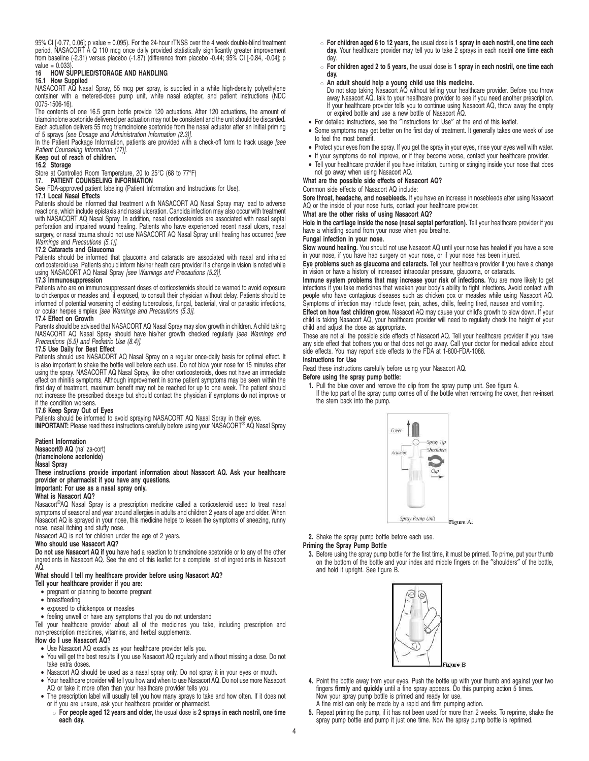95% CI [-0.77, 0.06]; p value = 0.095). For the 24-hour rTNSS over the 4 week double-blind treatment period, NASACORT A Q 110 mcg once daily provided statistically significantly greater improvement from baseline (-2.31) versus placebo (-1.87) (difference from placebo -0.44; 95% CI [-0.84, -0.04]; p value = 0.033).

## 16 HOW SUPPLIED/STORAGE AND HANDLING

### 16.1 How Supplied

NASACORT AQ Nasal Spray, 55 mcg per spray, is supplied in a white high-density polyethylene container with a metered-dose pump unit, white nasal adapter, and patient instructions (NDC 0075-1506-16).

The contents of one 16.5 gram bottle provide 120 actuations. After 120 actuations, the amount of triamcinolone acetonide delivered per actuation may not be consistent and the unit should be discarded. Each actuation delivers 55 mcg triamcinolone acetonide from the nasal actuator after an initial priming of 5 sprays *[see Dosage and Administration Information (2.3)]*.

In the Patient Package Information, patients are provided with a check-off form to track usage *[see Patient Counseling Information (17)]*.

**Keep out of reach of children.**

### 16.2 Storage

Store at Controlled Room Temperature, 20 to 25°C (68 to 77°F)

## 17. PATIENT COUNSELING INFORMATION

See FDA-approved patient labeling (Patient Information and Instructions for Use).

### 17.1 Local Nasal Effects

Patients should be informed that treatment with NASACORT AQ Nasal Spray may lead to adverse reactions, which include epistaxis and nasal ulceration. Candida infection may also occur with treatment with NASACORT AQ Nasal Spray. In addition, nasal corticosteroids are associated with nasal septal perforation and impaired wound healing. Patients who have experienced recent nasal ulcers, nasal surgery, or nasal trauma should not use NASACORT AQ Nasal Spray until healing has occurred *[see Warnings and Precautions (5.1)]*.

### 17.2 Cataracts and Glaucoma

Patients should be informed that glaucoma and cataracts are associated with nasal and inhaled corticosteroid use. Patients should inform his/her heath care provider if a change in vision is noted while using NASACORT AQ Nasal Spray *[see Warnings and Precautions (5.2)]*.

### 17.3 Immunosuppression

Patients who are on immunosuppressant doses of corticosteroids should be warned to avoid exposure to chickenpox or measles and, if exposed, to consult their physician without delay. Patients should be informed of potential worsening of existing tuberculosis, fungal, bacterial, viral or parasitic infections, or ocular herpes simplex *[see Warnings and Precautions (5.3)]*.

### 17.4 Effect on Growth

Parents should be advised that NASACORT AQ Nasal Spray may slow growth in children. A child taking NASACORT AQ Nasal Spray should have his/her growth checked regularly *[see Warnings and Precautions (5.5) and Pediatric Use (8.4)]*.

### 17.5 Use Daily for Best Effect

Patients should use NASACORT AQ Nasal Spray on a regular once-daily basis for optimal effect. It is also important to shake the bottle well before each use. Do not blow your nose for 15 minutes after using the spray. NASACORT AQ Nasal Spray, like other corticosteroids, does not have an immediate effect on rhinitis symptoms. Although improvement in some patient symptoms may be seen within the first day of treatment, maximum benefit may not be reached for up to one week. The patient should not increase the prescribed dosage but should contact the physician if symptoms do not improve or if the condition worsens.

### 17.6 Keep Spray Out of Eyes

Patients should be informed to avoid spraying NASACORT AQ Nasal Spray in their eyes.

**IMPORTANT:** Please read these instructions carefully before using your NASACORT® AQ Nasal Spray

**Patient Information**
**Nasacort® AQ** (na' za-cort)
**(triamcinolone acetonide)**
**Nasal Spray**

**These instructions provide important information about Nasacort AQ. Ask your healthcare provider or pharmacist if you have any questions.**

**Important: For use as a nasal spray only.**

**What is Nasacort AQ?**

Nasacort®AQ Nasal Spray is a prescription medicine called a corticosteroid used to treat nasal symptoms of seasonal and year around allergies in adults and children 2 years of age and older. When Nasacort AQ is sprayed in your nose, this medicine helps to lessen the symptoms of sneezing, runny nose, nasal itching and stuffy nose.

Nasacort AQ is not for children under the age of 2 years.

**Who should use Nasacort AQ?**

**Do not use Nasacort AQ if you** have had a reaction to triamcinolone acetonide or to any of the other ingredients in Nasacort AQ. See the end of this leaflet for a complete list of ingredients in Nasacort AQ.

**What should I tell my healthcare provider before using Nasacort AQ?**

**Tell your healthcare provider if you are:**

- pregnant or planning to become pregnant
- breastfeeding
- exposed to chickenpox or measles
- feeling unwell or have any symptoms that you do not understand

Tell your healthcare provider about all of the medicines you take, including prescription and non-prescription medicines, vitamins, and herbal supplements.

**How do I use Nasacort AQ?**

- Use Nasacort AQ exactly as your healthcare provider tells you.
- You will get the best results if you use Nasacort AQ regularly and without missing a dose. Do not take extra doses.
- Nasacort AQ should be used as a nasal spray only. Do not spray it in your eyes or mouth.
- Your healthcare provider will tell you how and when to use Nasacort AQ. Do not use more Nasacort AQ or take it more often than your healthcare provider tells you.
- The prescription label will usually tell you how many sprays to take and how often. If it does not or if you are unsure, ask your healthcare provider or pharmacist.
  - **For people aged 12 years and older,** the usual dose is **2 sprays in each nostril, one time each day.**
  - **For children aged 6 to 12 years,** the usual dose is **1 spray in each nostril, one time each day.** Your healthcare provider may tell you to take 2 sprays in each nostril **one time each** day.
  - **For children aged 2 to 5 years,** the usual dose is **1 spray in each nostril, one time each day.**
  - **An adult should help a young child use this medicine.**
  Do not stop taking Nasacort AQ without telling your healthcare provider. Before you throw away Nasacort AQ, talk to your healthcare provider to see if you need another prescription. If your healthcare provider tells you to continue using Nasacort AQ, throw away the empty or expired bottle and use a new bottle of Nasacort AQ.
- For detailed instructions, see the "Instructions for Use" at the end of this leaflet.
- Some symptoms may get better on the first day of treatment. It generally takes one week of use to feel the most benefit.
- Protect your eyes from the spray. If you get the spray in your eyes, rinse your eyes well with water.
- If your symptoms do not improve, or if they become worse, contact your healthcare provider.
- Tell your healthcare provider if you have irritation, burning or stinging inside your nose that does not go away when using Nasacort AQ.

**What are the possible side effects of Nasacort AQ?**

Common side effects of Nasacort AQ include:

**Sore throat, headache, and nosebleeds.** If you have an increase in nosebleeds after using Nasacort AQ or the inside of your nose hurts, contact your healthcare provider.

**What are the other risks of using Nasacort AQ?**

**Hole in the cartilage inside the nose (nasal septal perforation).** Tell your healthcare provider if you have a whistling sound from your nose when you breathe.

**Fungal infection in your nose.**

**Slow wound healing.** You should not use Nasacort AQ until your nose has healed if you have a sore in your nose, if you have had surgery on your nose, or if your nose has been injured.

**Eye problems such as glaucoma and cataracts.** Tell your healthcare provider if you have a change in vision or have a history of increased intraocular pressure, glaucoma, or cataracts.

**Immune system problems that may increase your risk of infections.** You are more likely to get infections if you take medicines that weaken your body's ability to fight infections. Avoid contact with people who have contagious diseases such as chicken pox or measles while using Nasacort AQ. Symptoms of infection may include fever, pain, aches, chills, feeling tired, nausea and vomiting.

**Effect on how fast children grow.** Nasacort AQ may cause your child's growth to slow down. If your child is taking Nasacort AQ, your healthcare provider will need to regularly check the height of your child and adjust the dose as appropriate.

These are not all the possible side effects of Nasacort AQ. Tell your healthcare provider if you have any side effect that bothers you or that does not go away. Call your doctor for medical advice about side effects. You may report side effects to the FDA at 1-800-FDA-1088.

**Instructions for Use**

Read these instructions carefully before using your Nasacort AQ.

**Before using the spray pump bottle:**

1. Pull the blue cover and remove the clip from the spray pump unit. See figure A.
   If the top part of the spray pump comes off of the bottle when removing the cover, then re-insert the stem back into the pump.

Figure A.

2. Shake the spray pump bottle before each use.

**Priming the Spray Pump Bottle**

3. Before using the spray pump bottle for the first time, it must be primed. To prime, put your thumb on the bottom of the bottle and your index and middle fingers on the "shoulders" of the bottle, and hold it upright. See figure B.

Figure B

4. Point the bottle away from your eyes. Push the bottle up with your thumb and against your two fingers **firmly** and **quickly** until a fine spray appears. Do this pumping action 5 times.
   Now your spray pump bottle is primed and ready for use.
   A fine mist can only be made by a rapid and firm pumping action.
5. Repeat priming the pump, if it has not been used for more than 2 weeks. To reprime, shake the spray pump bottle and pump it just one time. Now the spray pump bottle is reprimed.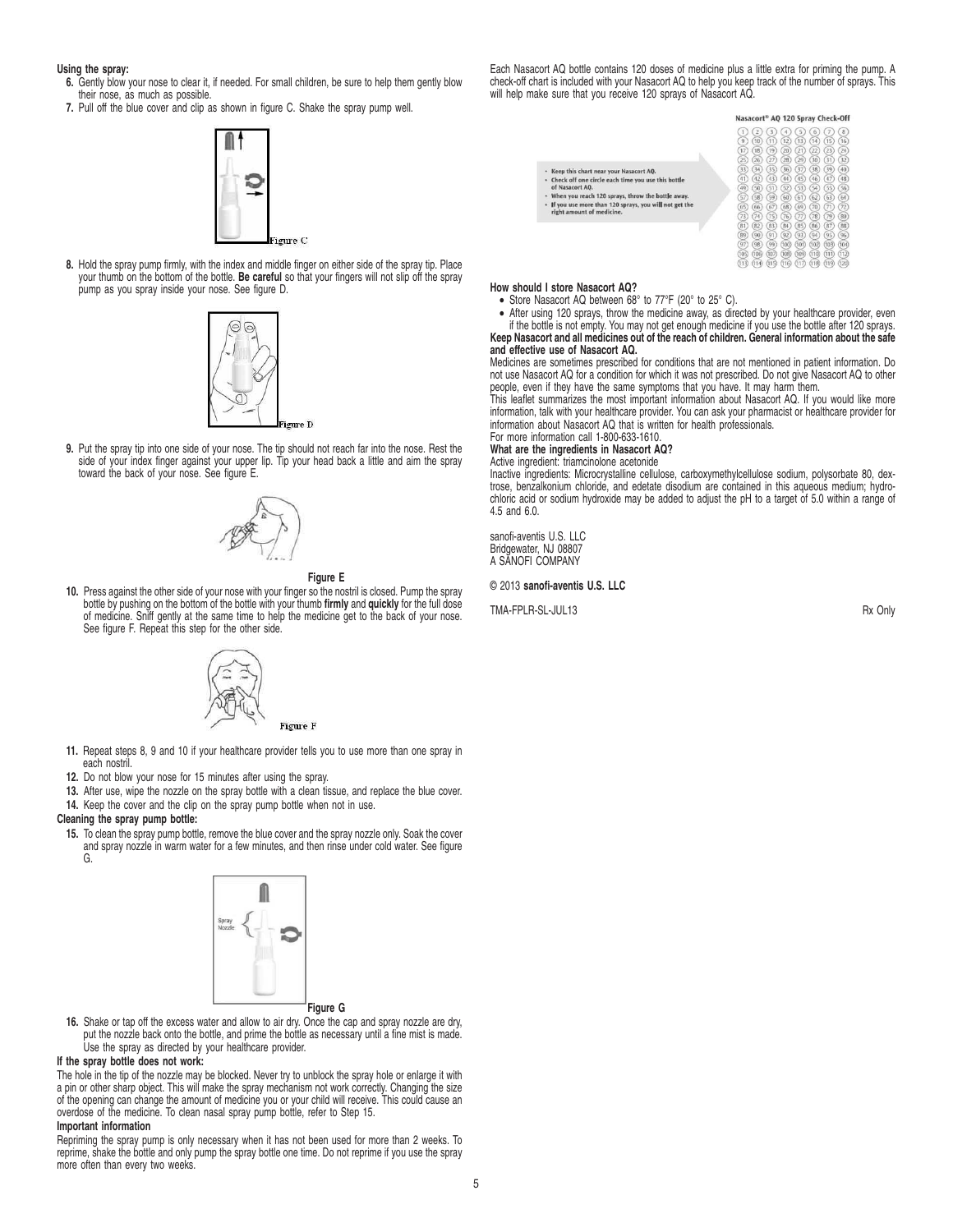**Using the spray:**

6. Gently blow your nose to clear it, if needed. For small children, be sure to help them gently blow their nose, as much as possible.
7. Pull off the blue cover and clip as shown in figure C. Shake the spray pump well.

Figure C

8. Hold the spray pump firmly, with the index and middle finger on either side of the spray tip. Place your thumb on the bottom of the bottle. **Be careful** so that your fingers will not slip off the spray pump as you spray inside your nose. See figure D.

Figure D

9. Put the spray tip into one side of your nose. The tip should not reach far into the nose. Rest the side of your index finger against your upper lip. Tip your head back a little and aim the spray toward the back of your nose. See figure E.

**Figure E**

10. Press against the other side of your nose with your finger so the nostril is closed. Pump the spray bottle by pushing on the bottom of the bottle with your thumb **firmly** and **quickly** for the full dose of medicine. Sniff gently at the same time to help the medicine get to the back of your nose. See figure F. Repeat this step for the other side.

Figure F

11. Repeat steps 8, 9 and 10 if your healthcare provider tells you to use more than one spray in each nostril.
12. Do not blow your nose for 15 minutes after using the spray.
13. After use, wipe the nozzle on the spray bottle with a clean tissue, and replace the blue cover.
14. Keep the cover and the clip on the spray pump bottle when not in use.

**Cleaning the spray pump bottle:**

15. To clean the spray pump bottle, remove the blue cover and the spray nozzle only. Soak the cover and spray nozzle in warm water for a few minutes, and then rinse under cold water. See figure G.

Spray Nozzle

**Figure G**

16. Shake or tap off the excess water and allow to air dry. Once the cap and spray nozzle are dry, put the nozzle back onto the bottle, and prime the bottle as necessary until a fine mist is made. Use the spray as directed by your healthcare provider.

**If the spray bottle does not work:**

The hole in the tip of the nozzle may be blocked. Never try to unblock the spray hole or enlarge it with a pin or other sharp object. This will make the spray mechanism not work correctly. Changing the size of the opening can change the amount of medicine you or your child will receive. This could cause an overdose of the medicine. To clean nasal spray pump bottle, refer to Step 15.

**Important information**

Repriming the spray pump is only necessary when it has not been used for more than 2 weeks. To reprime, shake the bottle and only pump the spray bottle one time. Do not reprime if you use the spray more often than every two weeks.

Each Nasacort AQ bottle contains 120 doses of medicine plus a little extra for priming the pump. A check-off chart is included with your Nasacort AQ to help you keep track of the number of sprays. This will help make sure that you receive 120 sprays of Nasacort AQ.

**Nasacort® AQ 120 Spray Check-Off**

- Keep this chart near your Nasacort AQ.
- Check off one circle each time you use this bottle of Nasacort AQ.
- When you reach 120 sprays, throw the bottle away.
- If you use more than 120 sprays, you will not get the right amount of medicine.

1 2 3 4 5 6 7 8
9 10 11 12 13 14 15 16
17 18 19 20 21 22 23 24
25 26 27 28 29 30 31 32
33 34 35 36 37 38 39 40
41 42 43 44 45 46 47 48
49 50 51 52 53 54 55 56
57 58 59 60 61 62 63 64
65 66 67 68 69 70 71 72
73 74 75 76 77 78 79 80
81 82 83 84 85 86 87 88
89 90 91 92 93 94 95 96
97 98 99 100 101 102 103 104
105 106 107 108 109 110 111 112
113 114 115 116 117 118 119 120

**How should I store Nasacort AQ?**

- Store Nasacort AQ between 68° to 77°F (20° to 25° C).
- After using 120 sprays, throw the medicine away, as directed by your healthcare provider, even if the bottle is not empty. You may not get enough medicine if you use the bottle after 120 sprays.

**Keep Nasacort and all medicines out of the reach of children. General information about the safe and effective use of Nasacort AQ.**

Medicines are sometimes prescribed for conditions that are not mentioned in patient information. Do not use Nasacort AQ for a condition for which it was not prescribed. Do not give Nasacort AQ to other people, even if they have the same symptoms that you have. It may harm them.

This leaflet summarizes the most important information about Nasacort AQ. If you would like more information, talk with your healthcare provider. You can ask your pharmacist or healthcare provider for information about Nasacort AQ that is written for health professionals.

For more information call 1-800-633-1610.

**What are the ingredients in Nasacort AQ?**

Active ingredient: triamcinolone acetonide

Inactive ingredients: Microcrystalline cellulose, carboxymethylcellulose sodium, polysorbate 80, dextrose, benzalkonium chloride, and edetate disodium are contained in this aqueous medium; hydrochloric acid or sodium hydroxide may be added to adjust the pH to a target of 5.0 within a range of 4.5 and 6.0.

sanofi-aventis U.S. LLC
Bridgewater, NJ 08807
A SANOFI COMPANY

© 2013 **sanofi-aventis U.S. LLC**

TMA-FPLR-SL-JUL13

Rx Only